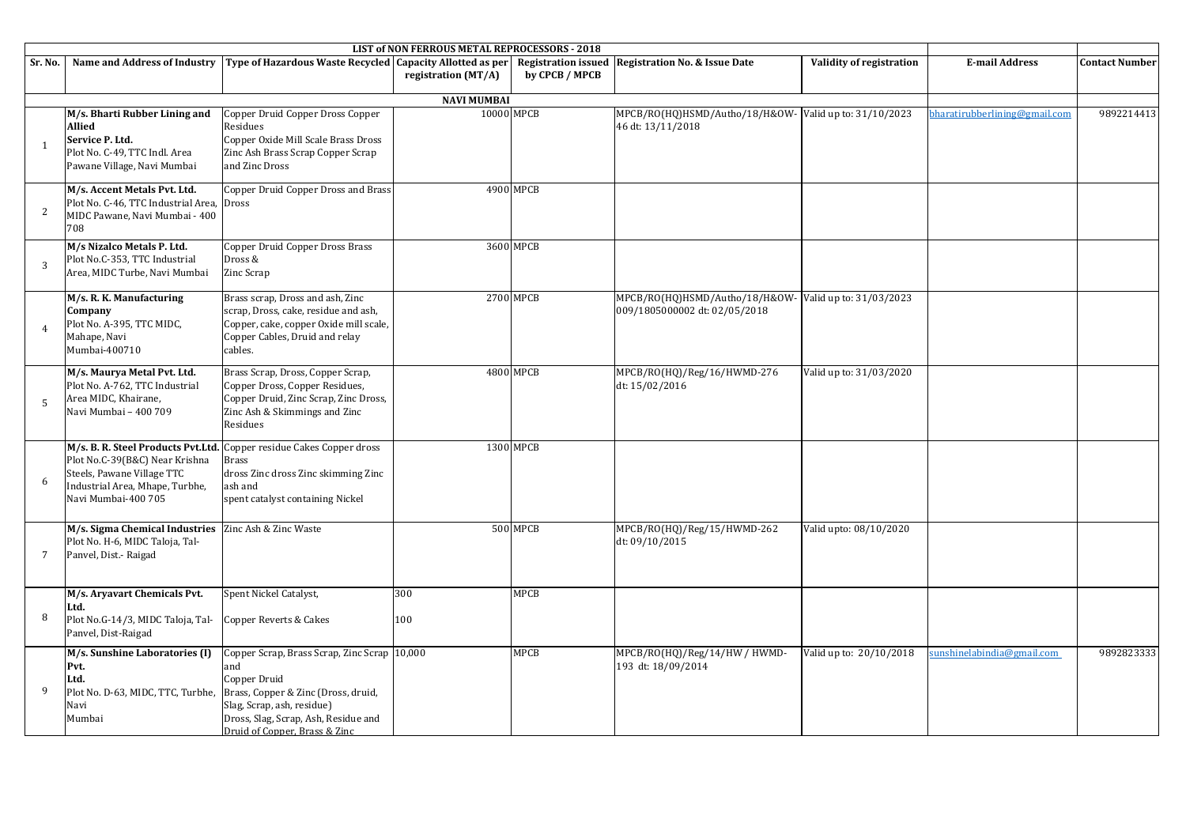| LIST of NON FERROUS METAL REPROCESSORS - 2018 | | | | | | | | |
|---|---|---|---|---|---|---|---|---|
| **Sr. No.** | **Name and Address of Industry** | **Type of Hazardous Waste Recycled** | **Capacity Allotted as per registration (MT/A)** | **Registration issued by CPCB / MPCB** | **Registration No. & Issue Date** | **Validity of registration** | **E-mail Address** | **Contact Number** |
| **NAVI MUMBAI** | | | | | | | | |
| 1 | **M/s. Bharti Rubber Lining and Allied Service P. Ltd.** Plot No. C-49, TTC Indl. Area Pawane Village, Navi Mumbai | Copper Druid Copper Dross Copper Residues Copper Oxide Mill Scale Brass Dross Zinc Ash Brass Scrap Copper Scrap and Zinc Dross | 10000 | MPCB | MPCB/RO(HQ)HSMD/Autho/18/H&OW-46 dt: 13/11/2018 | Valid up to: 31/10/2023 | bharatirubberlining@gmail.com | 9892214413 |
| 2 | **M/s. Accent Metals Pvt. Ltd.** Plot No. C-46, TTC Industrial Area, MIDC Pawane, Navi Mumbai - 400 708 | Copper Druid Copper Dross and Brass Dross | 4900 | MPCB | | | | |
| 3 | **M/s Nizalco Metals P. Ltd.** Plot No.C-353, TTC Industrial Area, MIDC Turbe, Navi Mumbai | Copper Druid Copper Dross Brass Dross & Zinc Scrap | 3600 | MPCB | | | | |
| 4 | **M/s. R. K. Manufacturing Company** Plot No. A-395, TTC MIDC, Mahape, Navi Mumbai-400710 | Brass scrap, Dross and ash, Zinc scrap, Dross, cake, residue and ash, Copper, cake, copper Oxide mill scale, Copper Cables, Druid and relay cables. | 2700 | MPCB | MPCB/RO(HQ)HSMD/Autho/18/H&OW-009/1805000002 dt: 02/05/2018 | Valid up to: 31/03/2023 | | |
| 5 | **M/s. Maurya Metal Pvt. Ltd.** Plot No. A-762, TTC Industrial Area MIDC, Khairane, Navi Mumbai – 400 709 | Brass Scrap, Dross, Copper Scrap, Copper Dross, Copper Residues, Copper Druid, Zinc Scrap, Zinc Dross, Zinc Ash & Skimmings and Zinc Residues | 4800 | MPCB | MPCB/RO(HQ)/Reg/16/HWMD-276 dt: 15/02/2016 | Valid up to: 31/03/2020 | | |
| 6 | **M/s. B. R. Steel Products Pvt.Ltd.** Plot No.C-39(B&C) Near Krishna Steels, Pawane Village TTC Industrial Area, Mhape, Turbhe, Navi Mumbai-400 705 | Copper residue Cakes Copper dross Brass dross Zinc dross Zinc skimming Zinc ash and spent catalyst containing Nickel | 1300 | MPCB | | | | |
| 7 | **M/s. Sigma Chemical Industries** Plot No. H-6, MIDC Taloja, Tal- Panvel, Dist.- Raigad | Zinc Ash & Zinc Waste | 500 | MPCB | MPCB/RO(HQ)/Reg/15/HWMD-262 dt: 09/10/2015 | Valid upto: 08/10/2020 | | |
| 8 | **M/s. Aryavart Chemicals Pvt. Ltd.** Plot No.G-14/3, MIDC Taloja, Tal- Panvel, Dist-Raigad | Spent Nickel Catalyst, Copper Reverts & Cakes | 300 100 | MPCB | | | | |
| 9 | **M/s. Sunshine Laboratories (I) Pvt. Ltd.** Plot No. D-63, MIDC, TTC, Turbhe, Navi Mumbai | Copper Scrap, Brass Scrap, Zinc Scrap and Copper Druid Brass, Copper & Zinc (Dross, druid, Slag, Scrap, ash, residue) Dross, Slag, Scrap, Ash, Residue and Druid of Copper, Brass & Zinc | 10,000 | MPCB | MPCB/RO(HQ)/Reg/14/HW / HWMD-193 dt: 18/09/2014 | Valid up to: 20/10/2018 | sunshinelabindia@gmail.com | 9892823333 |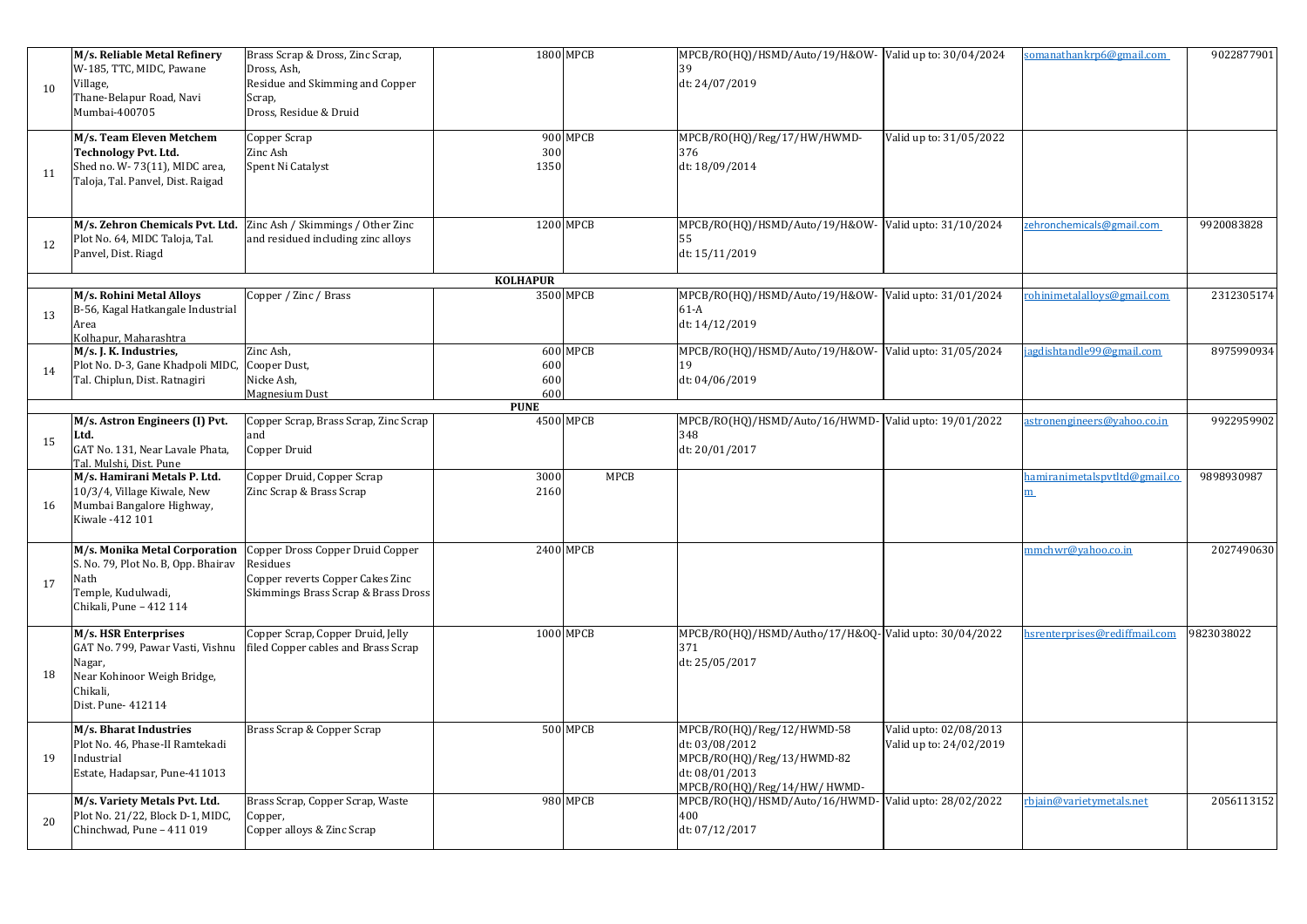| | | | | | | | | |
|---|---|---|---|---|---|---|---|---|
| 10 | **M/s. Reliable Metal Refinery** W-185, TTC, MIDC, Pawane Village, Thane-Belapur Road, Navi Mumbai-400705 | Brass Scrap & Dross, Zinc Scrap, Dross, Ash, Residue and Skimming and Copper Scrap, Dross, Residue & Druid | 1800 | MPCB | MPCB/RO(HQ)/HSMD/Auto/19/H&OW-39 dt: 24/07/2019 | Valid up to: 30/04/2024 | somanathankrp6@gmail.com | 9022877901 |
| 11 | **M/s. Team Eleven Metchem Technology Pvt. Ltd.** Shed no. W- 73(11), MIDC area, Taloja, Tal. Panvel, Dist. Raigad | Copper Scrap<br>Zinc Ash<br>Spent Ni Catalyst | 900<br>300<br>1350 | MPCB | MPCB/RO(HQ)/Reg/17/HW/HWMD-376 dt: 18/09/2014 | Valid up to: 31/05/2022 | | |
| 12 | **M/s. Zehron Chemicals Pvt. Ltd.** Plot No. 64, MIDC Taloja, Tal. Panvel, Dist. Riagd | Zinc Ash / Skimmings / Other Zinc and residued including zinc alloys | 1200 | MPCB | MPCB/RO(HQ)/HSMD/Auto/19/H&OW-55 dt: 15/11/2019 | Valid upto: 31/10/2024 | zehronchemicals@gmail.com | 9920083828 |
| | | | **KOLHAPUR** | | | | | |
| 13 | **M/s. Rohini Metal Alloys** B-56, Kagal Hatkangale Industrial Area Kolhapur, Maharashtra | Copper / Zinc / Brass | 3500 | MPCB | MPCB/RO(HQ)/HSMD/Auto/19/H&OW-61-A dt: 14/12/2019 | Valid upto: 31/01/2024 | rohinimetalalloys@gmail.com | 2312305174 |
| 14 | **M/s. J. K. Industries,** Plot No. D-3, Gane Khadpoli MIDC, Tal. Chiplun, Dist. Ratnagiri | Zinc Ash,<br>Cooper Dust,<br>Nicke Ash,<br>Magnesium Dust | 600<br>600<br>600<br>600 | MPCB | MPCB/RO(HQ)/HSMD/Auto/19/H&OW-19 dt: 04/06/2019 | Valid upto: 31/05/2024 | jagdishtandle99@gmail.com | 8975990934 |
| | | | **PUNE** | | | | | |
| 15 | **M/s. Astron Engineers (I) Pvt. Ltd.** GAT No. 131, Near Lavale Phata, Tal. Mulshi, Dist. Pune | Copper Scrap, Brass Scrap, Zinc Scrap and Copper Druid | 4500 | MPCB | MPCB/RO(HQ)/HSMD/Auto/16/HWMD-348 dt: 20/01/2017 | Valid upto: 19/01/2022 | astronengineers@yahoo.co.in | 9922959902 |
| 16 | **M/s. Hamirani Metals P. Ltd.** 10/3/4, Village Kiwale, New Mumbai Bangalore Highway, Kiwale -412 101 | Copper Druid, Copper Scrap<br>Zinc Scrap & Brass Scrap | 3000<br>2160 | MPCB | | | hamiranimetalspvtltd@gmail.com | 9898930987 |
| 17 | **M/s. Monika Metal Corporation** S. No. 79, Plot No. B, Opp. Bhairav Nath Temple, Kudulwadi, Chikali, Pune – 412 114 | Copper Dross Copper Druid Copper Residues Copper reverts Copper Cakes Zinc Skimmings Brass Scrap & Brass Dross | 2400 | MPCB | | | mmchwr@yahoo.co.in | 2027490630 |
| 18 | **M/s. HSR Enterprises** GAT No. 799, Pawar Vasti, Vishnu Nagar, Near Kohinoor Weigh Bridge, Chikali, Dist. Pune- 412114 | Copper Scrap, Copper Druid, Jelly filed Copper cables and Brass Scrap | 1000 | MPCB | MPCB/RO(HQ)/HSMD/Autho/17/H&OQ-371 dt: 25/05/2017 | Valid upto: 30/04/2022 | hsrenterprises@rediffmail.com | 9823038022 |
| 19 | **M/s. Bharat Industries** Plot No. 46, Phase-II Ramtekadi Industrial Estate, Hadapsar, Pune-411013 | Brass Scrap & Copper Scrap | 500 | MPCB | MPCB/RO(HQ)/Reg/12/HWMD-58 dt: 03/08/2012<br>MPCB/RO(HQ)/Reg/13/HWMD-82 dt: 08/01/2013<br>MPCB/RO(HQ)/Reg/14/HW/ HWMD- | Valid upto: 02/08/2013<br>Valid up to: 24/02/2019 | | |
| 20 | **M/s. Variety Metals Pvt. Ltd.** Plot No. 21/22, Block D-1, MIDC, Chinchwad, Pune – 411 019 | Brass Scrap, Copper Scrap, Waste Copper, Copper alloys & Zinc Scrap | 980 | MPCB | MPCB/RO(HQ)/HSMD/Auto/16/HWMD-400 dt: 07/12/2017 | Valid upto: 28/02/2022 | rbjain@varietymetals.net | 2056113152 |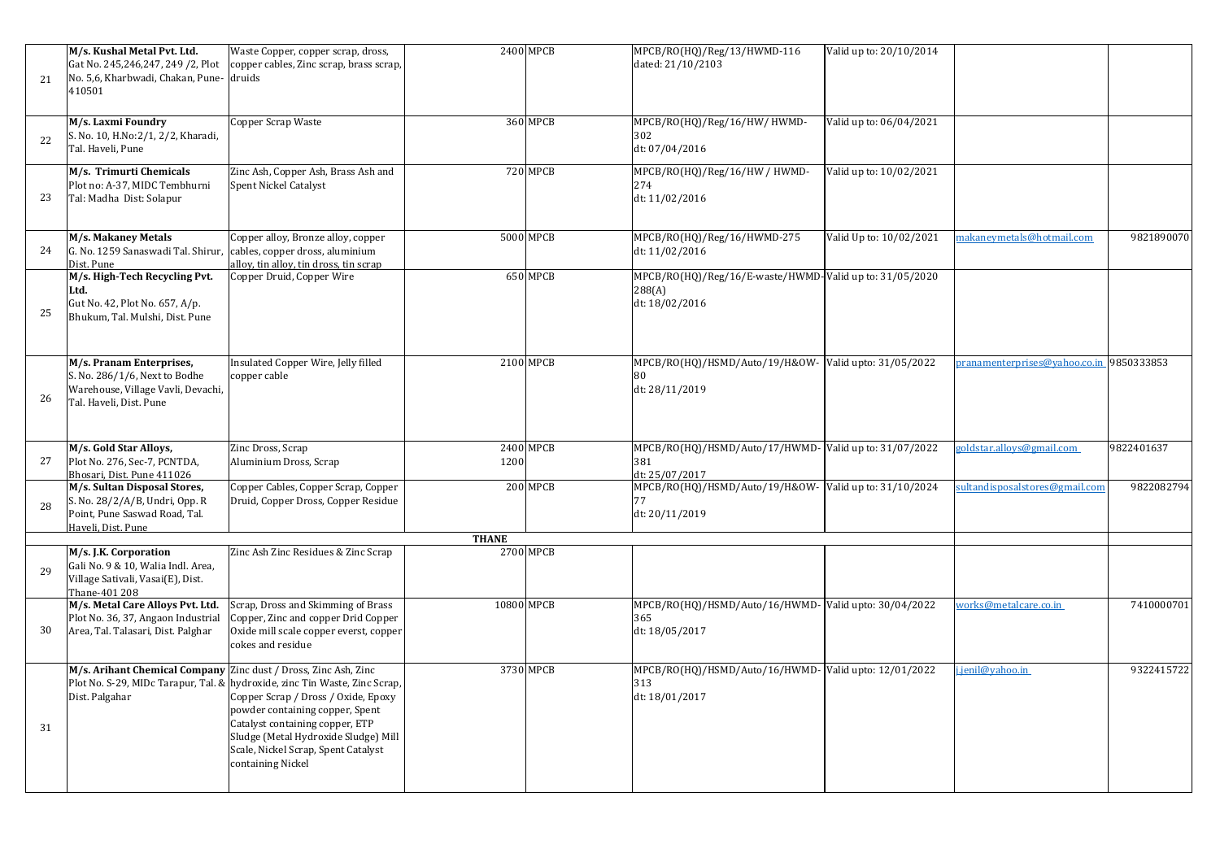| | | | | | | | | |
|---|---|---|---|---|---|---|---|---|
| 21 | **M/s. Kushal Metal Pvt. Ltd.** Gat No. 245,246,247, 249 /2, Plot No. 5,6, Kharbwadi, Chakan, Pune-410501 | Waste Copper, copper scrap, dross, copper cables, Zinc scrap, brass scrap, druids | 2400 | MPCB | MPCB/RO(HQ)/Reg/13/HWMD-116 dated: 21/10/2103 | Valid up to: 20/10/2014 | | |
| 22 | **M/s. Laxmi Foundry** S. No. 10, H.No:2/1, 2/2, Kharadi, Tal. Haveli, Pune | Copper Scrap Waste | 360 | MPCB | MPCB/RO(HQ)/Reg/16/HW/ HWMD-302 dt: 07/04/2016 | Valid up to: 06/04/2021 | | |
| 23 | **M/s. Trimurti Chemicals** Plot no: A-37, MIDC Tembhurni Tal: Madha Dist: Solapur | Zinc Ash, Copper Ash, Brass Ash and Spent Nickel Catalyst | 720 | MPCB | MPCB/RO(HQ)/Reg/16/HW / HWMD-274 dt: 11/02/2016 | Valid up to: 10/02/2021 | | |
| 24 | **M/s. Makaney Metals** G. No. 1259 Sanaswadi Tal. Shirur, Dist. Pune | Copper alloy, Bronze alloy, copper cables, copper dross, aluminium alloy, tin alloy, tin dross, tin scrap | 5000 | MPCB | MPCB/RO(HQ)/Reg/16/HWMD-275 dt: 11/02/2016 | Valid Up to: 10/02/2021 | makaneymetals@hotmail.com | 9821890070 |
| 25 | **M/s. High-Tech Recycling Pvt. Ltd.** Gut No. 42, Plot No. 657, A/p. Bhukum, Tal. Mulshi, Dist. Pune | Copper Druid, Copper Wire | 650 | MPCB | MPCB/RO(HQ)/Reg/16/E-waste/HWMD-288(A) dt: 18/02/2016 | Valid up to: 31/05/2020 | | |
| 26 | **M/s. Pranam Enterprises,** S. No. 286/1/6, Next to Bodhe Warehouse, Village Vavli, Devachi, Tal. Haveli, Dist. Pune | Insulated Copper Wire, Jelly filled copper cable | 2100 | MPCB | MPCB/RO(HQ)/HSMD/Auto/19/H&OW-80 dt: 28/11/2019 | Valid upto: 31/05/2022 | pranamenterprises@yahoo.co.in | 9850333853 |
| 27 | **M/s. Gold Star Alloys,** Plot No. 276, Sec-7, PCNTDA, Bhosari, Dist. Pune 411026 | Zinc Dross, Scrap Aluminium Dross, Scrap | 2400 1200 | MPCB | MPCB/RO(HQ)/HSMD/Auto/17/HWMD-381 dt: 25/07/2017 | Valid up to: 31/07/2022 | goldstar.alloys@gmail.com | 9822401637 |
| 28 | **M/s. Sultan Disposal Stores,** S. No. 28/2/A/B, Undri, Opp. R Point, Pune Saswad Road, Tal. Haveli, Dist. Pune | Copper Cables, Copper Scrap, Copper Druid, Copper Dross, Copper Residue | 200 | MPCB | MPCB/RO(HQ)/HSMD/Auto/19/H&OW-77 dt: 20/11/2019 | Valid up to: 31/10/2024 | sultandisposalstores@gmail.com | 9822082794 |
| | | | **THANE** | | | | | |
| 29 | **M/s. J.K. Corporation** Gali No. 9 & 10, Walia Indl. Area, Village Sativali, Vasai(E), Dist. Thane-401 208 | Zinc Ash Zinc Residues & Zinc Scrap | 2700 | MPCB | | | | |
| 30 | **M/s. Metal Care Alloys Pvt. Ltd.** Plot No. 36, 37, Angaon Industrial Area, Tal. Talasari, Dist. Palghar | Scrap, Dross and Skimming of Brass Copper, Zinc and copper Drid Copper Oxide mill scale copper everst, copper cokes and residue | 10800 | MPCB | MPCB/RO(HQ)/HSMD/Auto/16/HWMD-365 dt: 18/05/2017 | Valid upto: 30/04/2022 | works@metalcare.co.in | 7410000701 |
| 31 | **M/s. Arihant Chemical Company** Plot No. S-29, MIDc Tarapur, Tal. & Dist. Palgahar | Zinc dust / Dross, Zinc Ash, Zinc hydroxide, zinc Tin Waste, Zinc Scrap, Copper Scrap / Dross / Oxide, Epoxy powder containing copper, Spent Catalyst containing copper, ETP Sludge (Metal Hydroxide Sludge) Mill Scale, Nickel Scrap, Spent Catalyst containing Nickel | 3730 | MPCB | MPCB/RO(HQ)/HSMD/Auto/16/HWMD-313 dt: 18/01/2017 | Valid upto: 12/01/2022 | j.jenil@yahoo.in | 9322415722 |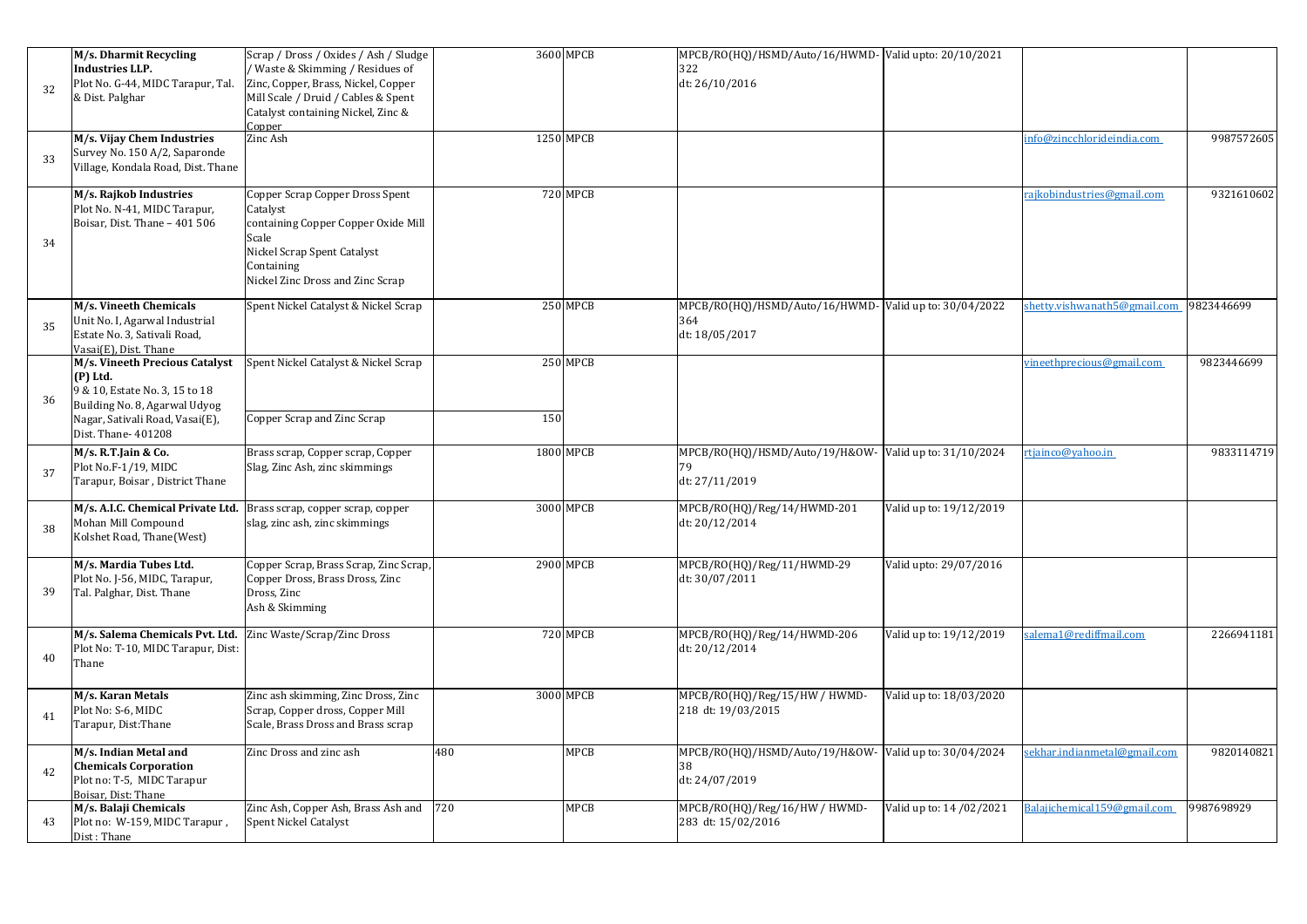| | | | | | | | | |
|---|---|---|---|---|---|---|---|---|
| 32 | **M/s. Dharmit Recycling Industries LLP.** Plot No. G-44, MIDC Tarapur, Tal. & Dist. Palghar | Scrap / Dross / Oxides / Ash / Sludge / Waste & Skimming / Residues of Zinc, Copper, Brass, Nickel, Copper Mill Scale / Druid / Cables & Spent Catalyst containing Nickel, Zinc & Copper | 3600 | MPCB | MPCB/RO(HQ)/HSMD/Auto/16/HWMD-322 dt: 26/10/2016 | Valid upto: 20/10/2021 | | |
| 33 | **M/s. Vijay Chem Industries** Survey No. 150 A/2, Saparonde Village, Kondala Road, Dist. Thane | Zinc Ash | 1250 | MPCB | | | info@zincchlorideindia.com | 9987572605 |
| 34 | **M/s. Rajkob Industries** Plot No. N-41, MIDC Tarapur, Boisar, Dist. Thane – 401 506 | Copper Scrap Copper Dross Spent Catalyst containing Copper Copper Oxide Mill Scale Nickel Scrap Spent Catalyst Containing Nickel Zinc Dross and Zinc Scrap | 720 | MPCB | | | rajkobindustries@gmail.com | 9321610602 |
| 35 | **M/s. Vineeth Chemicals** Unit No. I, Agarwal Industrial Estate No. 3, Sativali Road, Vasai(E), Dist. Thane | Spent Nickel Catalyst & Nickel Scrap | 250 | MPCB | MPCB/RO(HQ)/HSMD/Auto/16/HWMD-364 dt: 18/05/2017 | Valid up to: 30/04/2022 | shetty.vishwanath5@gmail.com | 9823446699 |
| 36 | **M/s. Vineeth Precious Catalyst (P) Ltd.** 9 & 10, Estate No. 3, 15 to 18 Building No. 8, Agarwal Udyog Nagar, Sativali Road, Vasai(E), Dist. Thane- 401208 | Spent Nickel Catalyst & Nickel Scrap | 250 | MPCB | | | vineethprecious@gmail.com | 9823446699 |
| | | Copper Scrap and Zinc Scrap | 150 | | | | | |
| 37 | **M/s. R.T.Jain & Co.** Plot No.F-1/19, MIDC Tarapur, Boisar , District Thane | Brass scrap, Copper scrap, Copper Slag, Zinc Ash, zinc skimmings | 1800 | MPCB | MPCB/RO(HQ)/HSMD/Auto/19/H&OW-79 dt: 27/11/2019 | Valid up to: 31/10/2024 | rtjainco@yahoo.in | 9833114719 |
| 38 | **M/s. A.I.C. Chemical Private Ltd.** Mohan Mill Compound Kolshet Road, Thane(West) | Brass scrap, copper scrap, copper slag, zinc ash, zinc skimmings | 3000 | MPCB | MPCB/RO(HQ)/Reg/14/HWMD-201 dt: 20/12/2014 | Valid up to: 19/12/2019 | | |
| 39 | **M/s. Mardia Tubes Ltd.** Plot No. J-56, MIDC, Tarapur, Tal. Palghar, Dist. Thane | Copper Scrap, Brass Scrap, Zinc Scrap, Copper Dross, Brass Dross, Zinc Dross, Zinc Ash & Skimming | 2900 | MPCB | MPCB/RO(HQ)/Reg/11/HWMD-29 dt: 30/07/2011 | Valid upto: 29/07/2016 | | |
| 40 | **M/s. Salema Chemicals Pvt. Ltd.** Plot No: T-10, MIDC Tarapur, Dist: Thane | Zinc Waste/Scrap/Zinc Dross | 720 | MPCB | MPCB/RO(HQ)/Reg/14/HWMD-206 dt: 20/12/2014 | Valid up to: 19/12/2019 | salema1@rediffmail.com | 2266941181 |
| 41 | **M/s. Karan Metals** Plot No: S-6, MIDC Tarapur, Dist:Thane | Zinc ash skimming, Zinc Dross, Zinc Scrap, Copper dross, Copper Mill Scale, Brass Dross and Brass scrap | 3000 | MPCB | MPCB/RO(HQ)/Reg/15/HW / HWMD-218 dt: 19/03/2015 | Valid up to: 18/03/2020 | | |
| 42 | **M/s. Indian Metal and Chemicals Corporation** Plot no: T-5, MIDC Tarapur Boisar, Dist: Thane | Zinc Dross and zinc ash | 480 | MPCB | MPCB/RO(HQ)/HSMD/Auto/19/H&OW-38 dt: 24/07/2019 | Valid up to: 30/04/2024 | sekhar.indianmetal@gmail.com | 9820140821 |
| 43 | **M/s. Balaji Chemicals** Plot no: W-159, MIDC Tarapur , Dist : Thane | Zinc Ash, Copper Ash, Brass Ash and Spent Nickel Catalyst | 720 | MPCB | MPCB/RO(HQ)/Reg/16/HW / HWMD-283 dt: 15/02/2016 | Valid up to: 14 /02/2021 | Balajichemical159@gmail.com | 9987698929 |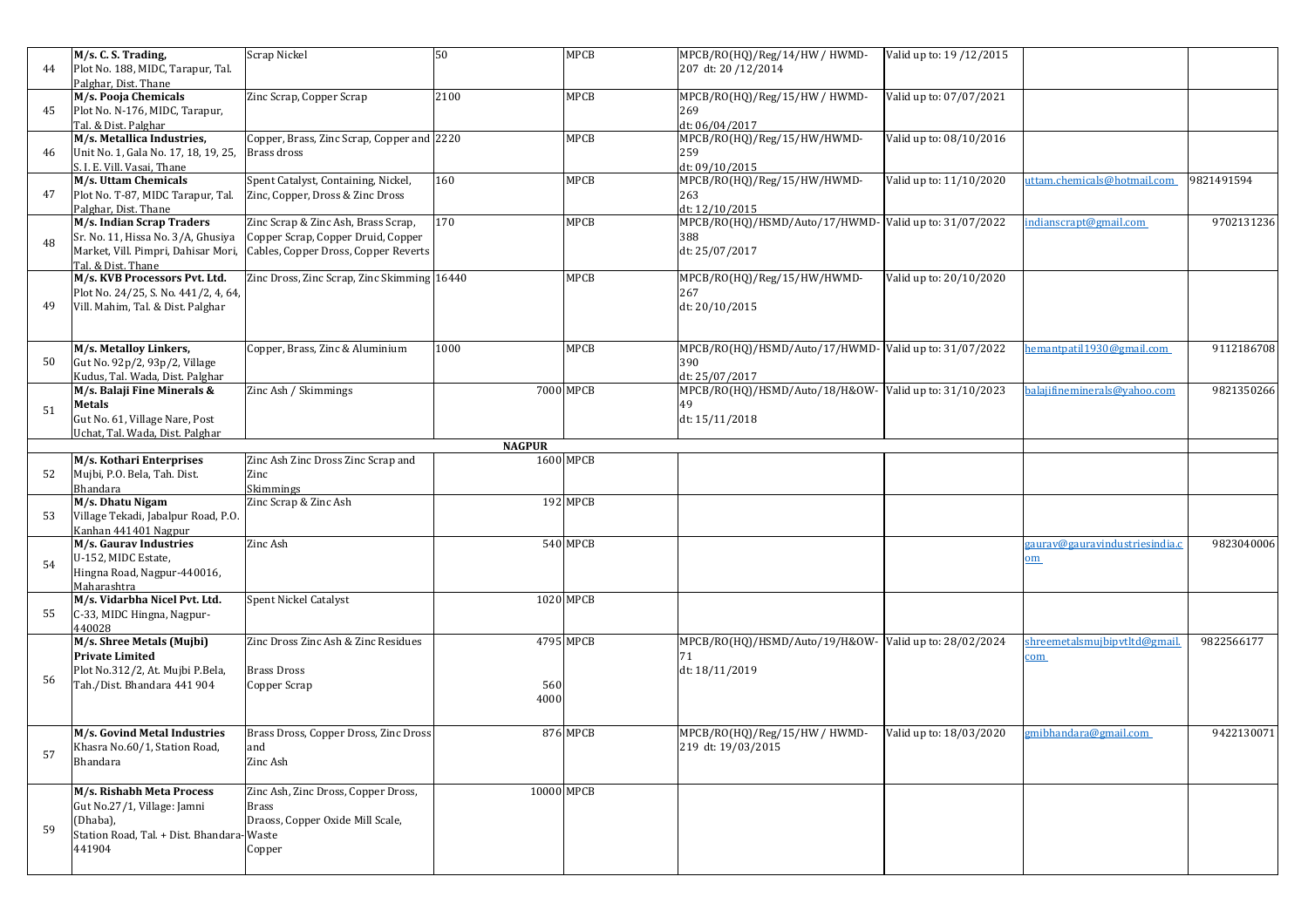| 44 | M/s. C. S. Trading, Plot No. 188, MIDC, Tarapur, Tal. Palghar, Dist. Thane | Scrap Nickel | 50 | MPCB | MPCB/RO(HQ)/Reg/14/HW / HWMD-207 dt: 20 /12/2014 | Valid up to: 19 /12/2015 | | |
|---|---|---|---|---|---|---|---|---|
| 45 | M/s. Pooja Chemicals Plot No. N-176, MIDC, Tarapur, Tal. & Dist. Palghar | Zinc Scrap, Copper Scrap | 2100 | MPCB | MPCB/RO(HQ)/Reg/15/HW / HWMD-269 dt: 06/04/2017 | Valid up to: 07/07/2021 | | |
| 46 | M/s. Metallica Industries, Unit No. 1, Gala No. 17, 18, 19, 25, S. I. E. Vill. Vasai, Thane | Copper, Brass, Zinc Scrap, Copper and Brass dross | 2220 | MPCB | MPCB/RO(HQ)/Reg/15/HW/HWMD-259 dt: 09/10/2015 | Valid up to: 08/10/2016 | | |
| 47 | M/s. Uttam Chemicals Plot No. T-87, MIDC Tarapur, Tal. Palghar, Dist. Thane | Spent Catalyst, Containing, Nickel, Zinc, Copper, Dross & Zinc Dross | 160 | MPCB | MPCB/RO(HQ)/Reg/15/HW/HWMD-263 dt: 12/10/2015 | Valid up to: 11/10/2020 | uttam.chemicals@hotmail.com | 9821491594 |
| 48 | M/s. Indian Scrap Traders Sr. No. 11, Hissa No. 3/A, Ghusiya Market, Vill. Pimpri, Dahisar Mori, Tal. & Dist. Thane | Zinc Scrap & Zinc Ash, Brass Scrap, Copper Scrap, Copper Druid, Copper Cables, Copper Dross, Copper Reverts | 170 | MPCB | MPCB/RO(HQ)/HSMD/Auto/17/HWMD-388 dt: 25/07/2017 | Valid up to: 31/07/2022 | indianscrapt@gmail.com | 9702131236 |
| 49 | M/s. KVB Processors Pvt. Ltd. Plot No. 24/25, S. No. 441/2, 4, 64, Vill. Mahim, Tal. & Dist. Palghar | Zinc Dross, Zinc Scrap, Zinc Skimming | 16440 | MPCB | MPCB/RO(HQ)/Reg/15/HW/HWMD-267 dt: 20/10/2015 | Valid up to: 20/10/2020 | | |
| 50 | M/s. Metalloy Linkers, Gut No. 92p/2, 93p/2, Village Kudus, Tal. Wada, Dist. Palghar | Copper, Brass, Zinc & Aluminium | 1000 | MPCB | MPCB/RO(HQ)/HSMD/Auto/17/HWMD-390 dt: 25/07/2017 | Valid up to: 31/07/2022 | hemantpatil1930@gmail.com | 9112186708 |
| 51 | M/s. Balaji Fine Minerals & Metals Gut No. 61, Village Nare, Post Uchat, Tal. Wada, Dist. Palghar | Zinc Ash / Skimmings | 7000 | MPCB | MPCB/RO(HQ)/HSMD/Auto/18/H&OW-49 dt: 15/11/2018 | Valid up to: 31/10/2023 | balajifineminerals@yahoo.com | 9821350266 |
| | | | **NAGPUR** | | | | | |
| 52 | M/s. Kothari Enterprises Mujbi, P.O. Bela, Tah. Dist. Bhandara | Zinc Ash Zinc Dross Zinc Scrap and Zinc Skimmings | 1600 | MPCB | | | | |
| 53 | M/s. Dhatu Nigam Village Tekadi, Jabalpur Road, P.O. Kanhan 441401 Nagpur | Zinc Scrap & Zinc Ash | 192 | MPCB | | | | |
| 54 | M/s. Gaurav Industries U-152, MIDC Estate, Hingna Road, Nagpur-440016, Maharashtra | Zinc Ash | 540 | MPCB | | | gaurav@gauravindustriesindia.com | 9823040006 |
| 55 | M/s. Vidarbha Nicel Pvt. Ltd. C-33, MIDC Hingna, Nagpur-440028 | Spent Nickel Catalyst | 1020 | MPCB | | | | |
| 56 | M/s. Shree Metals (Mujbi) Private Limited Plot No.312/2, At. Mujbi P.Bela, Tah./Dist. Bhandara 441 904 | Zinc Dross Zinc Ash & Zinc Residues<br>Brass Dross<br>Copper Scrap | 4795<br>560<br>4000 | MPCB | MPCB/RO(HQ)/HSMD/Auto/19/H&OW-71 dt: 18/11/2019 | Valid up to: 28/02/2024 | shreemetalsmujbipvtltd@gmail.com | 9822566177 |
| 57 | M/s. Govind Metal Industries Khasra No.60/1, Station Road, Bhandara | Brass Dross, Copper Dross, Zinc Dross and Zinc Ash | 876 | MPCB | MPCB/RO(HQ)/Reg/15/HW / HWMD-219 dt: 19/03/2015 | Valid up to: 18/03/2020 | gmibhandara@gmail.com | 9422130071 |
| 59 | M/s. Rishabh Meta Process Gut No.27/1, Village: Jamni (Dhaba), Station Road, Tal. + Dist. Bhandara-441904 | Zinc Ash, Zinc Dross, Copper Dross, Brass Draoss, Copper Oxide Mill Scale, Waste Copper | 10000 | MPCB | | | | |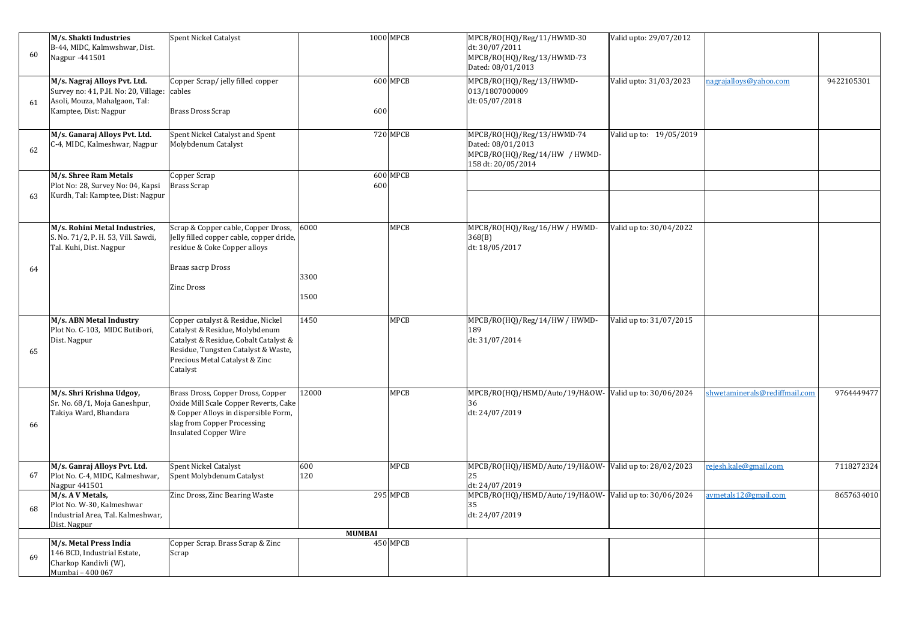| | | | | | | | | |
|---|---|---|---|---|---|---|---|---|
| 60 | **M/s. Shakti Industries** B-44, MIDC, Kalmwshwar, Dist. Nagpur -441501 | Spent Nickel Catalyst | 1000 | MPCB | MPCB/RO(HQ)/Reg/11/HWMD-30 dt: 30/07/2011 MPCB/RO(HQ)/Reg/13/HWMD-73 Dated: 08/01/2013 | Valid upto: 29/07/2012 | | |
| 61 | **M/s. Nagraj Alloys Pvt. Ltd.** Survey no: 41, P.H. No: 20, Village: Asoli, Mouza, Mahalgaon, Tal: Kamptee, Dist: Nagpur | Copper Scrap/ jelly filled copper cables<br>Brass Dross Scrap | 600<br>600 | MPCB | MPCB/RO(HQ)/Reg/13/HWMD-013/1807000009 dt: 05/07/2018 | Valid upto: 31/03/2023 | nagrajalloys@yahoo.com | 9422105301 |
| 62 | **M/s. Ganaraj Alloys Pvt. Ltd.** C-4, MIDC, Kalmeshwar, Nagpur | Spent Nickel Catalyst and Spent Molybdenum Catalyst | 720 | MPCB | MPCB/RO(HQ)/Reg/13/HWMD-74 Dated: 08/01/2013 MPCB/RO(HQ)/Reg/14/HW / HWMD-158 dt: 20/05/2014 | Valid up to: 19/05/2019 | | |
| 63 | **M/s. Shree Ram Metals** Plot No: 28, Survey No: 04, Kapsi Kurdh, Tal: Kamptee, Dist: Nagpur | Copper Scrap<br>Brass Scrap | 600<br>600 | MPCB | | | | |
| 64 | **M/s. Rohini Metal Industries,** S. No. 71/2, P. H. 53, Vill. Sawdi, Tal. Kuhi, Dist. Nagpur | Scrap & Copper cable, Copper Dross, Jelly filled copper cable, copper dride, residue & Coke Copper alloys<br>Braas sacrp Dross<br>Zinc Dross | 6000<br>3300<br>1500 | MPCB | MPCB/RO(HQ)/Reg/16/HW / HWMD-368(B) dt: 18/05/2017 | Valid up to: 30/04/2022 | | |
| 65 | **M/s. ABN Metal Industry** Plot No. C-103, MIDC Butibori, Dist. Nagpur | Copper catalyst & Residue, Nickel Catalyst & Residue, Molybdenum Catalyst & Residue, Cobalt Catalyst & Residue, Tungsten Catalyst & Waste, Precious Metal Catalyst & Zinc Catalyst | 1450 | MPCB | MPCB/RO(HQ)/Reg/14/HW / HWMD-189 dt: 31/07/2014 | Valid up to: 31/07/2015 | | |
| 66 | **M/s. Shri Krishna Udgoy,** Sr. No. 68/1, Moja Ganeshpur, Takiya Ward, Bhandara | Brass Dross, Copper Dross, Copper Oxide Mill Scale Copper Reverts, Cake & Copper Alloys in dispersible Form, slag from Copper Processing Insulated Copper Wire | 12000 | MPCB | MPCB/RO(HQ)/HSMD/Auto/19/H&OW-36 dt: 24/07/2019 | Valid up to: 30/06/2024 | shwetaminerals@rediffmail.com | 9764449477 |
| 67 | **M/s. Ganraj Alloys Pvt. Ltd.** Plot No. C-4, MIDC, Kalmeshwar, Nagpur 441501 | Spent Nickel Catalyst<br>Spent Molybdenum Catalyst | 600<br>120 | MPCB | MPCB/RO(HQ)/HSMD/Auto/19/H&OW-25 dt: 24/07/2019 | Valid up to: 28/02/2023 | rejesh.kale@gmail.com | 7118272324 |
| 68 | **M/s. A V Metals,** Plot No. W-30, Kalmeshwar Industrial Area, Tal. Kalmeshwar, Dist. Nagpur | Zinc Dross, Zinc Bearing Waste | 295 | MPCB | MPCB/RO(HQ)/HSMD/Auto/19/H&OW-35 dt: 24/07/2019 | Valid up to: 30/06/2024 | avmetals12@gmail.com | 8657634010 |
| | | | **MUMBAI** | | | | | |
| 69 | **M/s. Metal Press India** 146 BCD, Industrial Estate, Charkop Kandivli (W), Mumbai – 400 067 | Copper Scrap. Brass Scrap & Zinc Scrap | 450 | MPCB | | | | |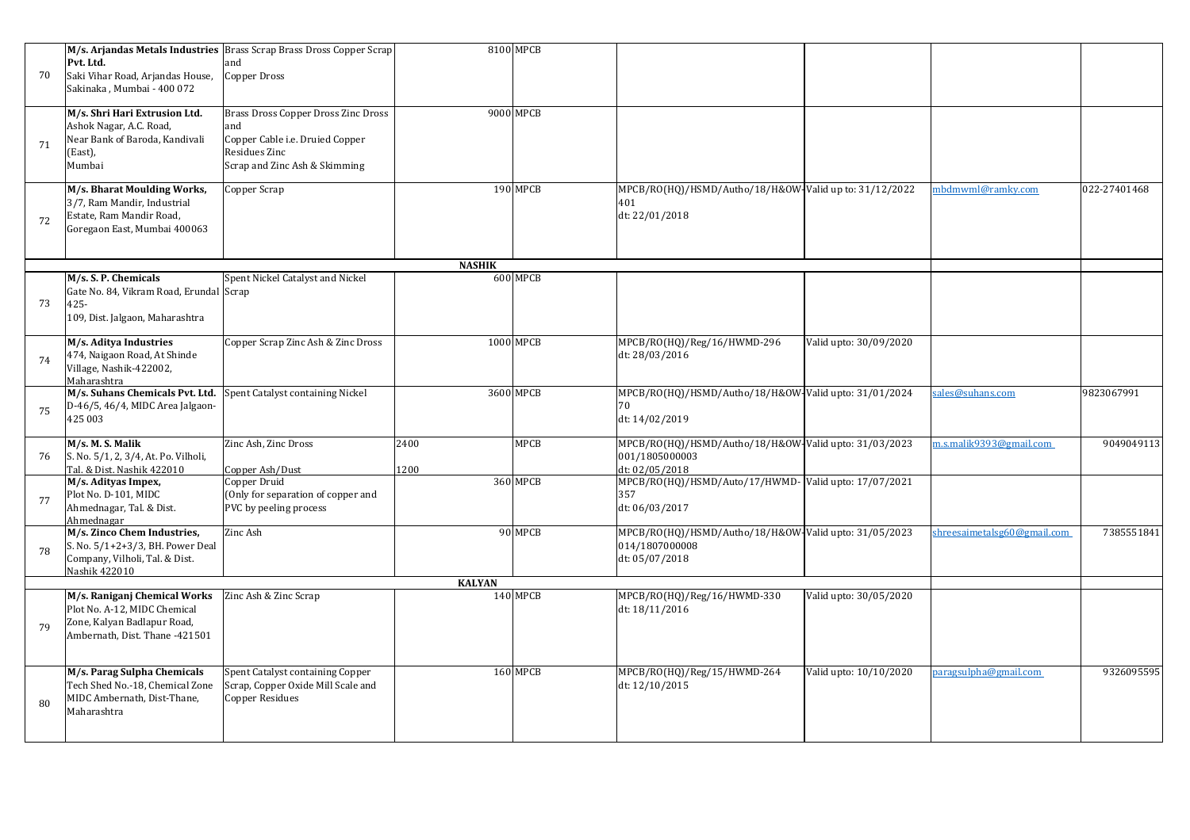| 70 | **M/s. Arjandas Metals Industries Pvt. Ltd.** Saki Vihar Road, Arjandas House, Sakinaka , Mumbai - 400 072 | Brass Scrap Brass Dross Copper Scrap and Copper Dross | 8100 | MPCB | | | | |
|---|---|---|---|---|---|---|---|---|
| 71 | **M/s. Shri Hari Extrusion Ltd.** Ashok Nagar, A.C. Road, Near Bank of Baroda, Kandivali (East), Mumbai | Brass Dross Copper Dross Zinc Dross and Copper Cable i.e. Druied Copper Residues Zinc Scrap and Zinc Ash & Skimming | 9000 | MPCB | | | | |
| 72 | **M/s. Bharat Moulding Works,** 3/7, Ram Mandir, Industrial Estate, Ram Mandir Road, Goregaon East, Mumbai 400063 | Copper Scrap | 190 | MPCB | MPCB/RO(HQ)/HSMD/Autho/18/H&OW-401 dt: 22/01/2018 | Valid up to: 31/12/2022 | mbdmwml@ramky.com | 022-27401468 |
| | | | **NASHIK** | | | | | |
| 73 | **M/s. S. P. Chemicals** Gate No. 84, Vikram Road, Erundal 425-109, Dist. Jalgaon, Maharashtra | Spent Nickel Catalyst and Nickel Scrap | 600 | MPCB | | | | |
| 74 | **M/s. Aditya Industries** 474, Naigaon Road, At Shinde Village, Nashik-422002, Maharashtra | Copper Scrap Zinc Ash & Zinc Dross | 1000 | MPCB | MPCB/RO(HQ)/Reg/16/HWMD-296 dt: 28/03/2016 | Valid upto: 30/09/2020 | | |
| 75 | **M/s. Suhans Chemicals Pvt. Ltd.** D-46/5, 46/4, MIDC Area Jalgaon-425 003 | Spent Catalyst containing Nickel | 3600 | MPCB | MPCB/RO(HQ)/HSMD/Autho/18/H&OW-70 dt: 14/02/2019 | Valid upto: 31/01/2024 | sales@suhans.com | 9823067991 |
| 76 | **M/s. M. S. Malik** S. No. 5/1, 2, 3/4, At. Po. Vilholi, Tal. & Dist. Nashik 422010 | Zinc Ash, Zinc Dross<br>Copper Ash/Dust | 2400<br>1200 | MPCB | MPCB/RO(HQ)/HSMD/Autho/18/H&OW-001/1805000003 dt: 02/05/2018 | Valid upto: 31/03/2023 | m.s.malik9393@gmail.com | 9049049113 |
| 77 | **M/s. Adityas Impex,** Plot No. D-101, MIDC Ahmednagar, Tal. & Dist. Ahmednagar | Copper Druid (Only for separation of copper and PVC by peeling process | 360 | MPCB | MPCB/RO(HQ)/HSMD/Auto/17/HWMD-357 dt: 06/03/2017 | Valid upto: 17/07/2021 | | |
| 78 | **M/s. Zinco Chem Industries,** S. No. 5/1+2+3/3, BH. Power Deal Company, Vilholi, Tal. & Dist. Nashik 422010 | Zinc Ash | 90 | MPCB | MPCB/RO(HQ)/HSMD/Autho/18/H&OW-014/1807000008 dt: 05/07/2018 | Valid upto: 31/05/2023 | shreesaimetalsg60@gmail.com | 7385551841 |
| | | | **KALYAN** | | | | | |
| 79 | **M/s. Raniganj Chemical Works** Plot No. A-12, MIDC Chemical Zone, Kalyan Badlapur Road, Ambernath, Dist. Thane -421501 | Zinc Ash & Zinc Scrap | 140 | MPCB | MPCB/RO(HQ)/Reg/16/HWMD-330 dt: 18/11/2016 | Valid upto: 30/05/2020 | | |
| 80 | **M/s. Parag Sulpha Chemicals** Tech Shed No.-18, Chemical Zone MIDC Ambernath, Dist-Thane, Maharashtra | Spent Catalyst containing Copper Scrap, Copper Oxide Mill Scale and Copper Residues | 160 | MPCB | MPCB/RO(HQ)/Reg/15/HWMD-264 dt: 12/10/2015 | Valid upto: 10/10/2020 | paragsulpha@gmail.com | 9326095595 |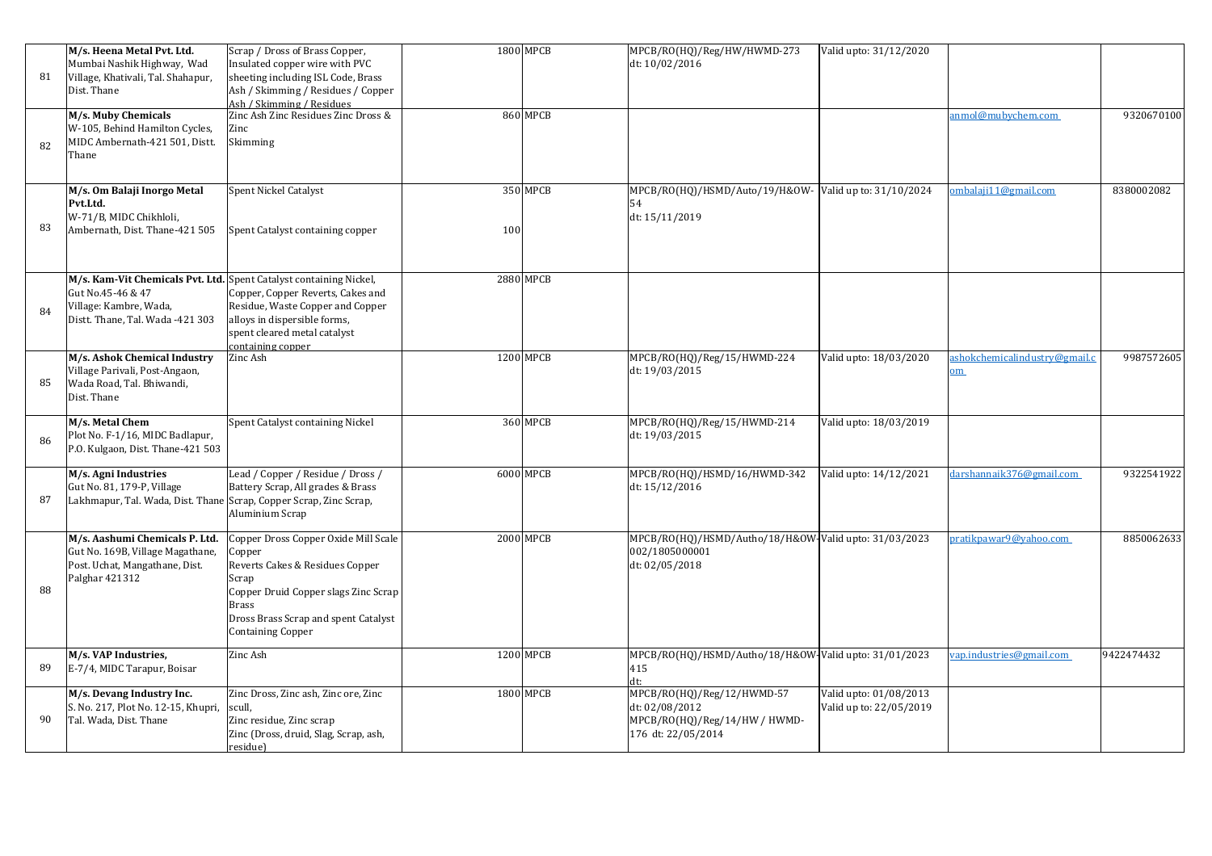| | | | | | | | | |
|---|---|---|---|---|---|---|---|---|
| 81 | **M/s. Heena Metal Pvt. Ltd.** Mumbai Nashik Highway, Wad Village, Khativali, Tal. Shahapur, Dist. Thane | Scrap / Dross of Brass Copper, Insulated copper wire with PVC sheeting including ISL Code, Brass Ash / Skimming / Residues / Copper Ash / Skimming / Residues | 1800 | MPCB | MPCB/RO(HQ)/Reg/HW/HWMD-273 dt: 10/02/2016 | Valid upto: 31/12/2020 | | |
| 82 | **M/s. Muby Chemicals** W-105, Behind Hamilton Cycles, MIDC Ambernath-421 501, Distt. Thane | Zinc Ash Zinc Residues Zinc Dross & Zinc Skimming | 860 | MPCB | | | anmol@mubychem.com | 9320670100 |
| 83 | **M/s. Om Balaji Inorgo Metal Pvt.Ltd.** W-71/B, MIDC Chikhloli, Ambernath, Dist. Thane-421 505 | Spent Nickel Catalyst<br><br>Spent Catalyst containing copper | 350<br><br>100 | MPCB | MPCB/RO(HQ)/HSMD/Auto/19/H&OW-54 dt: 15/11/2019 | Valid up to: 31/10/2024 | ombalaji11@gmail.com | 8380002082 |
| 84 | **M/s. Kam-Vit Chemicals Pvt. Ltd.** Gut No.45-46 & 47 Village: Kambre, Wada, Distt. Thane, Tal. Wada -421 303 | Spent Catalyst containing Nickel, Copper, Copper Reverts, Cakes and Residue, Waste Copper and Copper alloys in dispersible forms, spent cleared metal catalyst containing copper | 2880 | MPCB | | | | |
| 85 | **M/s. Ashok Chemical Industry** Village Parivali, Post-Angaon, Wada Road, Tal. Bhiwandi, Dist. Thane | Zinc Ash | 1200 | MPCB | MPCB/RO(HQ)/Reg/15/HWMD-224 dt: 19/03/2015 | Valid upto: 18/03/2020 | ashokchemicalindustry@gmail.com | 9987572605 |
| 86 | **M/s. Metal Chem** Plot No. F-1/16, MIDC Badlapur, P.O. Kulgaon, Dist. Thane-421 503 | Spent Catalyst containing Nickel | 360 | MPCB | MPCB/RO(HQ)/Reg/15/HWMD-214 dt: 19/03/2015 | Valid upto: 18/03/2019 | | |
| 87 | **M/s. Agni Industries** Gut No. 81, 179-P, Village Lakhmapur, Tal. Wada, Dist. Thane | Lead / Copper / Residue / Dross / Battery Scrap, All grades & Brass Scrap, Copper Scrap, Zinc Scrap, Aluminium Scrap | 6000 | MPCB | MPCB/RO(HQ)/HSMD/16/HWMD-342 dt: 15/12/2016 | Valid upto: 14/12/2021 | darshannaik376@gmail.com | 9322541922 |
| 88 | **M/s. Aashumi Chemicals P. Ltd.** Gut No. 169B, Village Magathane, Post. Uchat, Mangathane, Dist. Palghar 421312 | Copper Dross Copper Oxide Mill Scale Copper<br>Reverts Cakes & Residues Copper Scrap<br>Copper Druid Copper slags Zinc Scrap Brass<br>Dross Brass Scrap and spent Catalyst Containing Copper | 2000 | MPCB | MPCB/RO(HQ)/HSMD/Autho/18/H&OW-002/1805000001 dt: 02/05/2018 | Valid upto: 31/03/2023 | pratikpawar9@yahoo.com | 8850062633 |
| 89 | **M/s. VAP Industries,** E-7/4, MIDC Tarapur, Boisar | Zinc Ash | 1200 | MPCB | MPCB/RO(HQ)/HSMD/Autho/18/H&OW-415 dt: | Valid upto: 31/01/2023 | vap.industries@gmail.com | 9422474432 |
| 90 | **M/s. Devang Industry Inc.** S. No. 217, Plot No. 12-15, Khupri, Tal. Wada, Dist. Thane | Zinc Dross, Zinc ash, Zinc ore, Zinc scull,<br>Zinc residue, Zinc scrap<br>Zinc (Dross, druid, Slag, Scrap, ash, residue) | 1800 | MPCB | MPCB/RO(HQ)/Reg/12/HWMD-57 dt: 02/08/2012<br>MPCB/RO(HQ)/Reg/14/HW / HWMD-176 dt: 22/05/2014 | Valid upto: 01/08/2013<br>Valid up to: 22/05/2019 | | |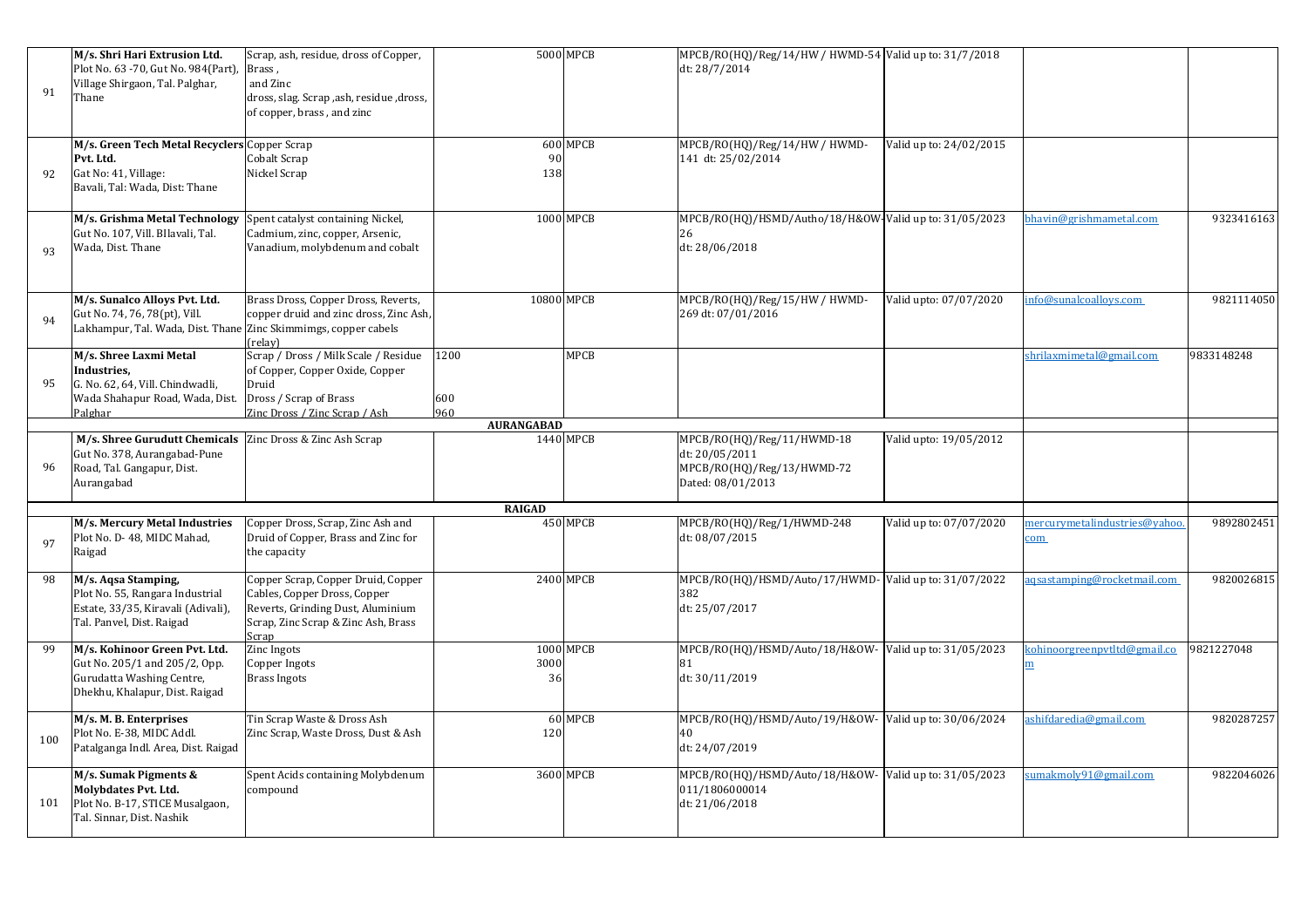| | | | | | | | | |
|---|---|---|---|---|---|---|---|---|
| 91 | **M/s. Shri Hari Extrusion Ltd.** Plot No. 63 -70, Gut No. 984(Part), Village Shirgaon, Tal. Palghar, Thane | Scrap, ash, residue, dross of Copper, Brass , and Zinc dross, slag. Scrap ,ash, residue ,dross, of copper, brass , and zinc | 5000 | MPCB | MPCB/RO(HQ)/Reg/14/HW / HWMD-54 dt: 28/7/2014 | Valid up to: 31/7/2018 | | |
| 92 | **M/s. Green Tech Metal Recyclers Pvt. Ltd.** Gat No: 41, Village: Bavali, Tal: Wada, Dist: Thane | Copper Scrap<br>Cobalt Scrap<br>Nickel Scrap | 600<br>90<br>138 | MPCB | MPCB/RO(HQ)/Reg/14/HW / HWMD-141 dt: 25/02/2014 | Valid up to: 24/02/2015 | | |
| 93 | **M/s. Grishma Metal Technology** Gut No. 107, Vill. BIlavali, Tal. Wada, Dist. Thane | Spent catalyst containing Nickel, Cadmium, zinc, copper, Arsenic, Vanadium, molybdenum and cobalt | 1000 | MPCB | MPCB/RO(HQ)/HSMD/Autho/18/H&OW-26 dt: 28/06/2018 | Valid up to: 31/05/2023 | bhavin@grishmametal.com | 9323416163 |
| 94 | **M/s. Sunalco Alloys Pvt. Ltd.** Gut No. 74, 76, 78(pt), Vill. Lakhampur, Tal. Wada, Dist. Thane | Brass Dross, Copper Dross, Reverts, copper druid and zinc dross, Zinc Ash, Zinc Skimmimgs, copper cabels (relay) | 10800 | MPCB | MPCB/RO(HQ)/Reg/15/HW / HWMD-269 dt: 07/01/2016 | Valid upto: 07/07/2020 | info@sunalcoalloys.com | 9821114050 |
| 95 | **M/s. Shree Laxmi Metal Industries,** G. No. 62, 64, Vill. Chindwadli, Wada Shahapur Road, Wada, Dist. Palghar | Scrap / Dross / Milk Scale / Residue of Copper, Copper Oxide, Copper Druid<br>Dross / Scrap of Brass<br>Zinc Dross / Zinc Scrap / Ash | 1200<br>600<br>960 | MPCB | | | shrilaxmimetal@gmail.com | 9833148248 |
| | | | **AURANGABAD** | | | | | |
| 96 | **M/s. Shree Gurudutt Chemicals** Gut No. 378, Aurangabad-Pune Road, Tal. Gangapur, Dist. Aurangabad | Zinc Dross & Zinc Ash Scrap | 1440 | MPCB | MPCB/RO(HQ)/Reg/11/HWMD-18 dt: 20/05/2011<br>MPCB/RO(HQ)/Reg/13/HWMD-72 Dated: 08/01/2013 | Valid upto: 19/05/2012 | | |
| | | | **RAIGAD** | | | | | |
| 97 | **M/s. Mercury Metal Industries** Plot No. D- 48, MIDC Mahad, Raigad | Copper Dross, Scrap, Zinc Ash and Druid of Copper, Brass and Zinc for the capacity | 450 | MPCB | MPCB/RO(HQ)/Reg/1/HWMD-248 dt: 08/07/2015 | Valid up to: 07/07/2020 | mercurymetalindustries@yahoo.com | 9892802451 |
| 98 | **M/s. Aqsa Stamping,** Plot No. 55, Rangara Industrial Estate, 33/35, Kiravali (Adivali), Tal. Panvel, Dist. Raigad | Copper Scrap, Copper Druid, Copper Cables, Copper Dross, Copper Reverts, Grinding Dust, Aluminium Scrap, Zinc Scrap & Zinc Ash, Brass Scrap | 2400 | MPCB | MPCB/RO(HQ)/HSMD/Auto/17/HWMD-382 dt: 25/07/2017 | Valid up to: 31/07/2022 | aqsastamping@rocketmail.com | 9820026815 |
| 99 | **M/s. Kohinoor Green Pvt. Ltd.** Gut No. 205/1 and 205/2, Opp. Gurudatta Washing Centre, Dhekhu, Khalapur, Dist. Raigad | Zinc Ingots<br>Copper Ingots<br>Brass Ingots | 1000<br>3000<br>36 | MPCB | MPCB/RO(HQ)/HSMD/Auto/18/H&OW-81 dt: 30/11/2019 | Valid up to: 31/05/2023 | kohinoorgreenpvtltd@gmail.com | 9821227048 |
| 100 | **M/s. M. B. Enterprises** Plot No. E-38, MIDC Addl. Patalganga Indl. Area, Dist. Raigad | Tin Scrap Waste & Dross Ash<br>Zinc Scrap, Waste Dross, Dust & Ash | 60<br>120 | MPCB | MPCB/RO(HQ)/HSMD/Auto/19/H&OW-40 dt: 24/07/2019 | Valid up to: 30/06/2024 | ashifdaredia@gmail.com | 9820287257 |
| 101 | **M/s. Sumak Pigments & Molybdates Pvt. Ltd.** Plot No. B-17, STICE Musalgaon, Tal. Sinnar, Dist. Nashik | Spent Acids containing Molybdenum compound | 3600 | MPCB | MPCB/RO(HQ)/HSMD/Auto/18/H&OW-011/1806000014 dt: 21/06/2018 | Valid up to: 31/05/2023 | sumakmoly91@gmail.com | 9822046026 |